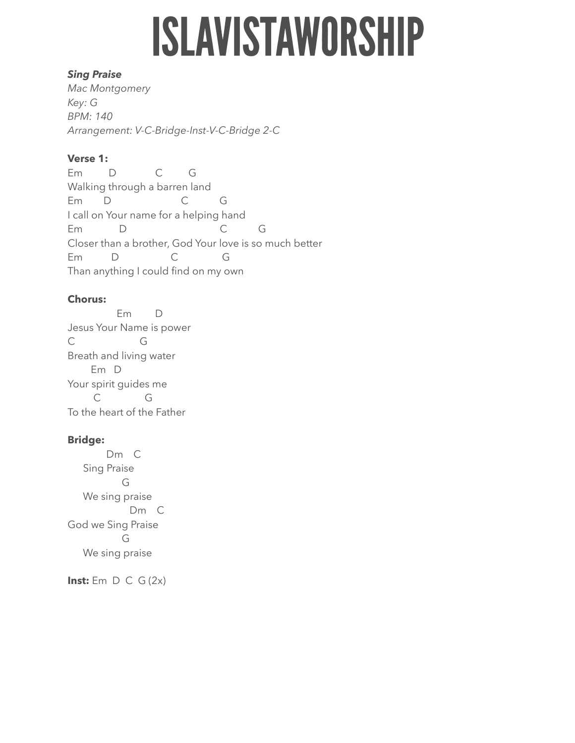# ISLAVISTAWORSHIP

***Sing Praise***
*Mac Montgomery*
*Key: G*
*BPM: 140*
*Arrangement: V-C-Bridge-Inst-V-C-Bridge 2-C*

**Verse 1:**

```
Em          D              C          G
Walking through a barren land
Em        D                        C           G
I call on Your name for a helping hand
Em             D                                  C           G
Closer than a brother, God Your love is so much better
Em           D                  C                G
Than anything I could find on my own
```

**Chorus:**

```
               Em         D
Jesus Your Name is power
C                       G
Breath and living water
       Em   D
Your spirit guides me
        C               G
To the heart of the Father
```

**Bridge:**

```
           Dm    C
     Sing Praise
                 G
     We sing praise
                  Dm    C
God we Sing Praise
                 G
     We sing praise
```

**Inst:** Em D C G (2x)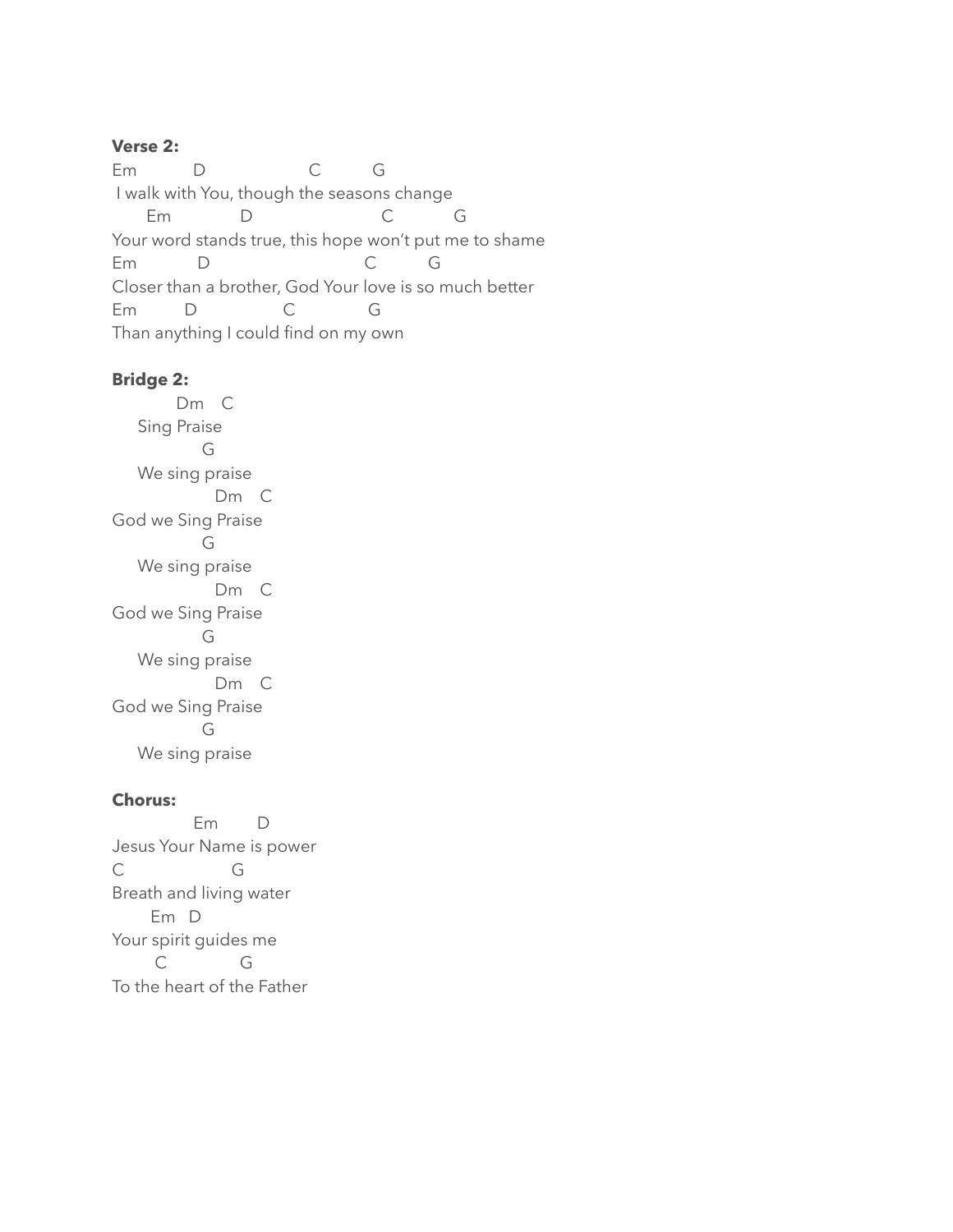**Verse 2:**

```
Em           D                      C          G
 I walk with You, though the seasons change
       Em              D                          C            G
Your word stands true, this hope won't put me to shame
Em            D                              C          G
Closer than a brother, God Your love is so much better
Em          D                  C               G
Than anything I could find on my own
```

**Bridge 2:**

```
            Dm    C
     Sing Praise
                 G
     We sing praise
                    Dm    C
God we Sing Praise
                 G
     We sing praise
                    Dm    C
God we Sing Praise
                 G
     We sing praise
                    Dm    C
God we Sing Praise
                 G
     We sing praise
```

**Chorus:**

```
               Em        D
Jesus Your Name is power
C                       G
Breath and living water
       Em   D
Your spirit guides me
        C              G
To the heart of the Father
```